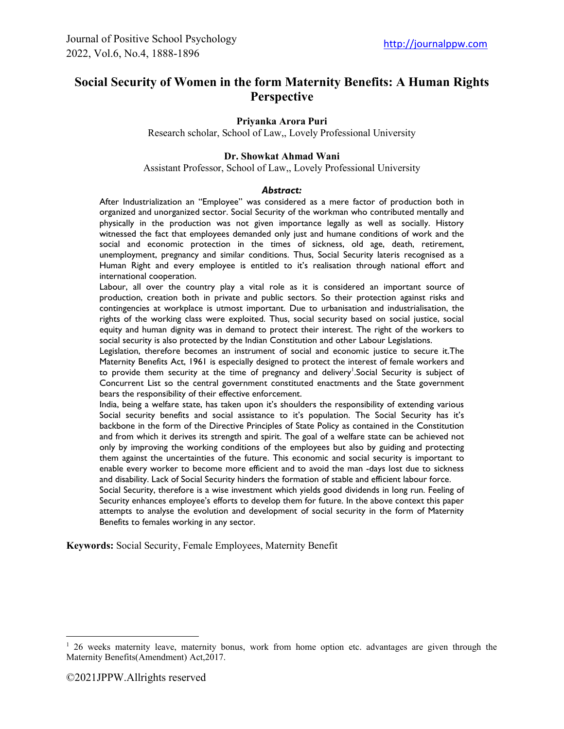# Social Security of Women in the form Maternity Benefits: A Human Rights Perspective

**Priyanka Arora Puri**
Research scholar, School of Law,, Lovely Professional University

**Dr. Showkat Ahmad Wani**
Assistant Professor, School of Law,, Lovely Professional University

***Abstract:***

After Industrialization an "Employee" was considered as a mere factor of production both in organized and unorganized sector. Social Security of the workman who contributed mentally and physically in the production was not given importance legally as well as socially. History witnessed the fact that employees demanded only just and humane conditions of work and the social and economic protection in the times of sickness, old age, death, retirement, unemployment, pregnancy and similar conditions. Thus, Social Security lateris recognised as a Human Right and every employee is entitled to it's realisation through national effort and international cooperation.

Labour, all over the country play a vital role as it is considered an important source of production, creation both in private and public sectors. So their protection against risks and contingencies at workplace is utmost important. Due to urbanisation and industrialisation, the rights of the working class were exploited. Thus, social security based on social justice, social equity and human dignity was in demand to protect their interest. The right of the workers to social security is also protected by the Indian Constitution and other Labour Legislations.

Legislation, therefore becomes an instrument of social and economic justice to secure it.The Maternity Benefits Act, 1961 is especially designed to protect the interest of female workers and to provide them security at the time of pregnancy and delivery[1].Social Security is subject of Concurrent List so the central government constituted enactments and the State government bears the responsibility of their effective enforcement.

India, being a welfare state, has taken upon it's shoulders the responsibility of extending various Social security benefits and social assistance to it's population. The Social Security has it's backbone in the form of the Directive Principles of State Policy as contained in the Constitution and from which it derives its strength and spirit. The goal of a welfare state can be achieved not only by improving the working conditions of the employees but also by guiding and protecting them against the uncertainties of the future. This economic and social security is important to enable every worker to become more efficient and to avoid the man -days lost due to sickness and disability. Lack of Social Security hinders the formation of stable and efficient labour force.

Social Security, therefore is a wise investment which yields good dividends in long run. Feeling of Security enhances employee's efforts to develop them for future. In the above context this paper attempts to analyse the evolution and development of social security in the form of Maternity Benefits to females working in any sector.

**Keywords:** Social Security, Female Employees, Maternity Benefit

---

[1] 26 weeks maternity leave, maternity bonus, work from home option etc. advantages are given through the Maternity Benefits(Amendment) Act,2017.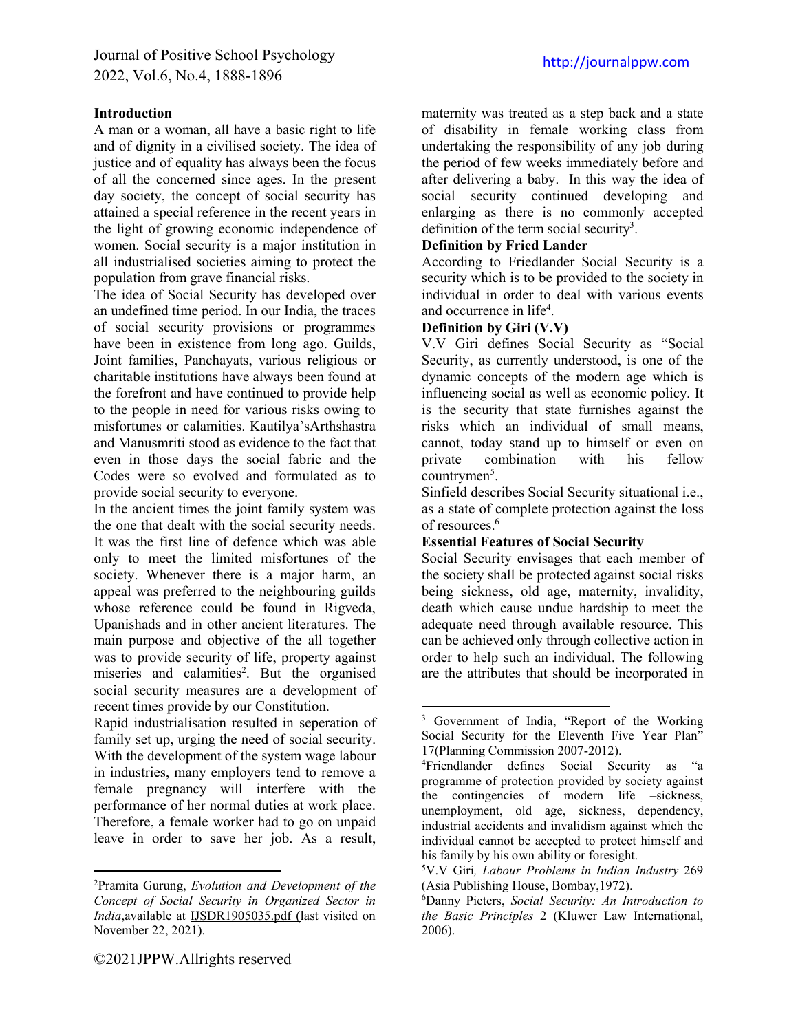## Introduction

A man or a woman, all have a basic right to life and of dignity in a civilised society. The idea of justice and of equality has always been the focus of all the concerned since ages. In the present day society, the concept of social security has attained a special reference in the recent years in the light of growing economic independence of women. Social security is a major institution in all industrialised societies aiming to protect the population from grave financial risks.

The idea of Social Security has developed over an undefined time period. In our India, the traces of social security provisions or programmes have been in existence from long ago. Guilds, Joint families, Panchayats, various religious or charitable institutions have always been found at the forefront and have continued to provide help to the people in need for various risks owing to misfortunes or calamities. Kautilya'sArthshastra and Manusmriti stood as evidence to the fact that even in those days the social fabric and the Codes were so evolved and formulated as to provide social security to everyone.

In the ancient times the joint family system was the one that dealt with the social security needs. It was the first line of defence which was able only to meet the limited misfortunes of the society. Whenever there is a major harm, an appeal was preferred to the neighbouring guilds whose reference could be found in Rigveda, Upanishads and in other ancient literatures. The main purpose and objective of the all together was to provide security of life, property against miseries and calamities[2]. But the organised social security measures are a development of recent times provide by our Constitution.

Rapid industrialisation resulted in seperation of family set up, urging the need of social security. With the development of the system wage labour in industries, many employers tend to remove a female pregnancy will interfere with the performance of her normal duties at work place. Therefore, a female worker had to go on unpaid leave in order to save her job. As a result, maternity was treated as a step back and a state of disability in female working class from undertaking the responsibility of any job during the period of few weeks immediately before and after delivering a baby. In this way the idea of social security continued developing and enlarging as there is no commonly accepted definition of the term social security[3].

### Definition by Fried Lander

According to Friedlander Social Security is a security which is to be provided to the society in individual in order to deal with various events and occurrence in life[4].

### Definition by Giri (V.V)

V.V Giri defines Social Security as "Social Security, as currently understood, is one of the dynamic concepts of the modern age which is influencing social as well as economic policy. It is the security that state furnishes against the risks which an individual of small means, cannot, today stand up to himself or even on private combination with his fellow countrymen[5].

Sinfield describes Social Security situational i.e., as a state of complete protection against the loss of resources.[6]

### Essential Features of Social Security

Social Security envisages that each member of the society shall be protected against social risks being sickness, old age, maternity, invalidity, death which cause undue hardship to meet the adequate need through available resource. This can be achieved only through collective action in order to help such an individual. The following are the attributes that should be incorporated in

---

[2] Pramita Gurung, *Evolution and Development of the Concept of Social Security in Organized Sector in India*, available at IJSDR1905035.pdf (last visited on November 22, 2021).

[3] Government of India, "Report of the Working Social Security for the Eleventh Five Year Plan" 17(Planning Commission 2007-2012).

[4] Friendlander defines Social Security as "a programme of protection provided by society against the contingencies of modern life –sickness, unemployment, old age, sickness, dependency, industrial accidents and invalidism against which the individual cannot be accepted to protect himself and his family by his own ability or foresight.

[5] V.V Giri, *Labour Problems in Indian Industry* 269 (Asia Publishing House, Bombay,1972).

[6] Danny Pieters, *Social Security: An Introduction to the Basic Principles* 2 (Kluwer Law International, 2006).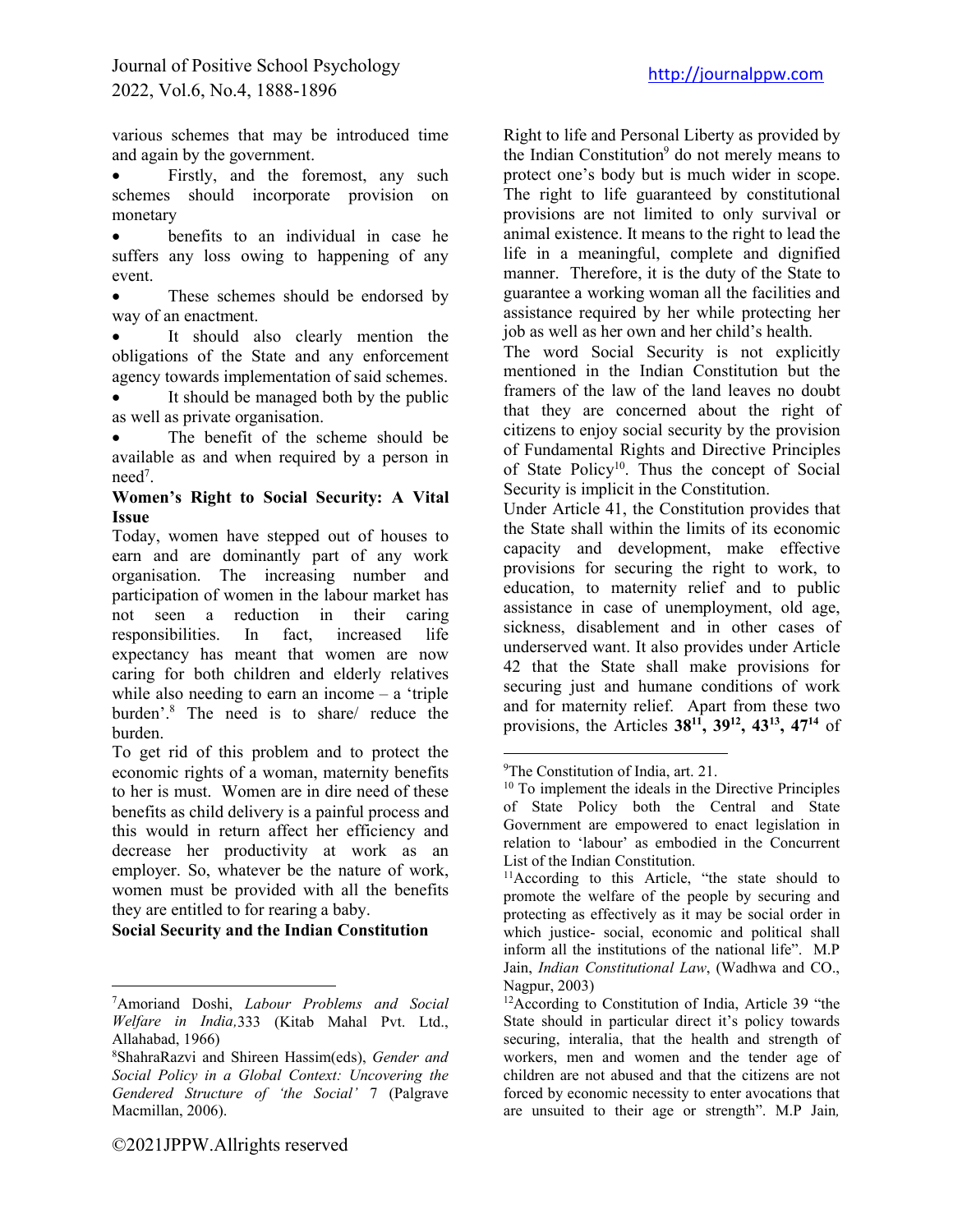various schemes that may be introduced time and again by the government.

- Firstly, and the foremost, any such schemes should incorporate provision on monetary
- benefits to an individual in case he suffers any loss owing to happening of any event.
- These schemes should be endorsed by way of an enactment.
- It should also clearly mention the obligations of the State and any enforcement agency towards implementation of said schemes.
- It should be managed both by the public as well as private organisation.
- The benefit of the scheme should be available as and when required by a person in need[7].

**Women's Right to Social Security: A Vital Issue**

Today, women have stepped out of houses to earn and are dominantly part of any work organisation. The increasing number and participation of women in the labour market has not seen a reduction in their caring responsibilities. In fact, increased life expectancy has meant that women are now caring for both children and elderly relatives while also needing to earn an income – a 'triple burden'.[8] The need is to share/ reduce the burden.

To get rid of this problem and to protect the economic rights of a woman, maternity benefits to her is must. Women are in dire need of these benefits as child delivery is a painful process and this would in return affect her efficiency and decrease her productivity at work as an employer. So, whatever be the nature of work, women must be provided with all the benefits they are entitled to for rearing a baby.

**Social Security and the Indian Constitution**

Right to life and Personal Liberty as provided by the Indian Constitution[9] do not merely means to protect one's body but is much wider in scope. The right to life guaranteed by constitutional provisions are not limited to only survival or animal existence. It means to the right to lead the life in a meaningful, complete and dignified manner. Therefore, it is the duty of the State to guarantee a working woman all the facilities and assistance required by her while protecting her job as well as her own and her child's health.

The word Social Security is not explicitly mentioned in the Indian Constitution but the framers of the law of the land leaves no doubt that they are concerned about the right of citizens to enjoy social security by the provision of Fundamental Rights and Directive Principles of State Policy[10]. Thus the concept of Social Security is implicit in the Constitution.

Under Article 41, the Constitution provides that the State shall within the limits of its economic capacity and development, make effective provisions for securing the right to work, to education, to maternity relief and to public assistance in case of unemployment, old age, sickness, disablement and in other cases of underserved want. It also provides under Article 42 that the State shall make provisions for securing just and humane conditions of work and for maternity relief. Apart from these two provisions, the Articles **38**[11]**, 39**[12]**, 43**[13]**, 47**[14] of

---

[7]Amoriand Doshi, *Labour Problems and Social Welfare in India,*333 (Kitab Mahal Pvt. Ltd., Allahabad, 1966)

[8]ShahraRazvi and Shireen Hassim(eds), *Gender and Social Policy in a Global Context: Uncovering the Gendered Structure of 'the Social'* 7 (Palgrave Macmillan, 2006).

[9]The Constitution of India, art. 21.

[10] To implement the ideals in the Directive Principles of State Policy both the Central and State Government are empowered to enact legislation in relation to 'labour' as embodied in the Concurrent List of the Indian Constitution.

[11]According to this Article, "the state should to promote the welfare of the people by securing and protecting as effectively as it may be social order in which justice- social, economic and political shall inform all the institutions of the national life". M.P Jain, *Indian Constitutional Law*, (Wadhwa and CO., Nagpur, 2003)

[12]According to Constitution of India, Article 39 "the State should in particular direct it's policy towards securing, interalia, that the health and strength of workers, men and women and the tender age of children are not abused and that the citizens are not forced by economic necessity to enter avocations that are unsuited to their age or strength". M.P Jain,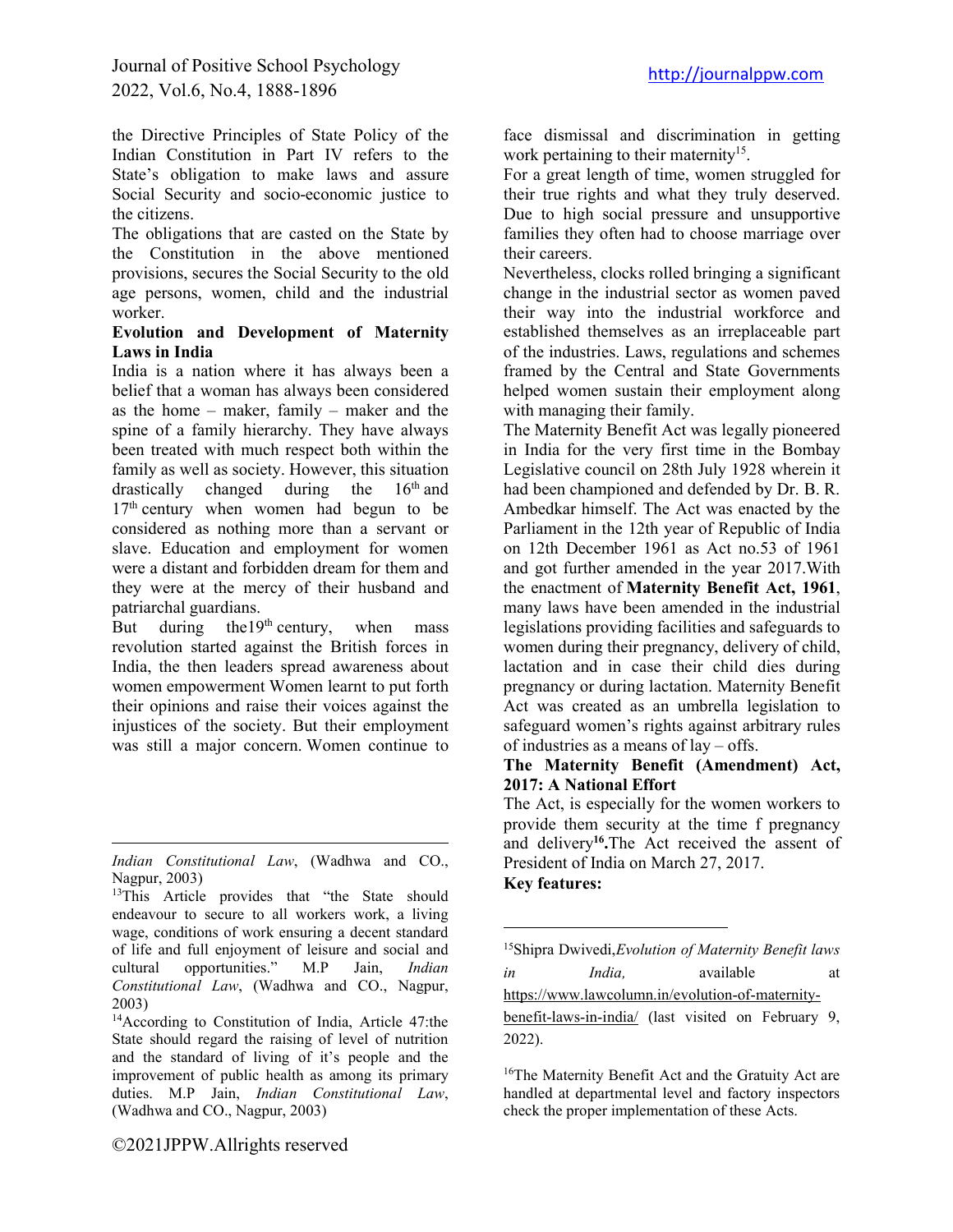the Directive Principles of State Policy of the Indian Constitution in Part IV refers to the State's obligation to make laws and assure Social Security and socio-economic justice to the citizens.

The obligations that are casted on the State by the Constitution in the above mentioned provisions, secures the Social Security to the old age persons, women, child and the industrial worker.

**Evolution and Development of Maternity Laws in India**

India is a nation where it has always been a belief that a woman has always been considered as the home – maker, family – maker and the spine of a family hierarchy. They have always been treated with much respect both within the family as well as society. However, this situation drastically changed during the 16th and 17th century when women had begun to be considered as nothing more than a servant or slave. Education and employment for women were a distant and forbidden dream for them and they were at the mercy of their husband and patriarchal guardians.

But during the19th century, when mass revolution started against the British forces in India, the then leaders spread awareness about women empowerment Women learnt to put forth their opinions and raise their voices against the injustices of the society. But their employment was still a major concern. Women continue to face dismissal and discrimination in getting work pertaining to their maternity[15].

For a great length of time, women struggled for their true rights and what they truly deserved. Due to high social pressure and unsupportive families they often had to choose marriage over their careers.

Nevertheless, clocks rolled bringing a significant change in the industrial sector as women paved their way into the industrial workforce and established themselves as an irreplaceable part of the industries. Laws, regulations and schemes framed by the Central and State Governments helped women sustain their employment along with managing their family.

The Maternity Benefit Act was legally pioneered in India for the very first time in the Bombay Legislative council on 28th July 1928 wherein it had been championed and defended by Dr. B. R. Ambedkar himself. The Act was enacted by the Parliament in the 12th year of Republic of India on 12th December 1961 as Act no.53 of 1961 and got further amended in the year 2017.With the enactment of **Maternity Benefit Act, 1961**, many laws have been amended in the industrial legislations providing facilities and safeguards to women during their pregnancy, delivery of child, lactation and in case their child dies during pregnancy or during lactation. Maternity Benefit Act was created as an umbrella legislation to safeguard women's rights against arbitrary rules of industries as a means of lay – offs.

**The Maternity Benefit (Amendment) Act, 2017: A National Effort**

The Act, is especially for the women workers to provide them security at the time f pregnancy and delivery[16].The Act received the assent of President of India on March 27, 2017.

**Key features:**

---

*Indian Constitutional Law*, (Wadhwa and CO., Nagpur, 2003)

[13]This Article provides that "the State should endeavour to secure to all workers work, a living wage, conditions of work ensuring a decent standard of life and full enjoyment of leisure and social and cultural opportunities." M.P Jain, *Indian Constitutional Law*, (Wadhwa and CO., Nagpur, 2003)

[14]According to Constitution of India, Article 47:the State should regard the raising of level of nutrition and the standard of living of it's people and the improvement of public health as among its primary duties. M.P Jain, *Indian Constitutional Law*, (Wadhwa and CO., Nagpur, 2003)

[15]Shipra Dwivedi,*Evolution of Maternity Benefit laws in India,* available at https://www.lawcolumn.in/evolution-of-maternity-benefit-laws-in-india/ (last visited on February 9, 2022).

[16]The Maternity Benefit Act and the Gratuity Act are handled at departmental level and factory inspectors check the proper implementation of these Acts.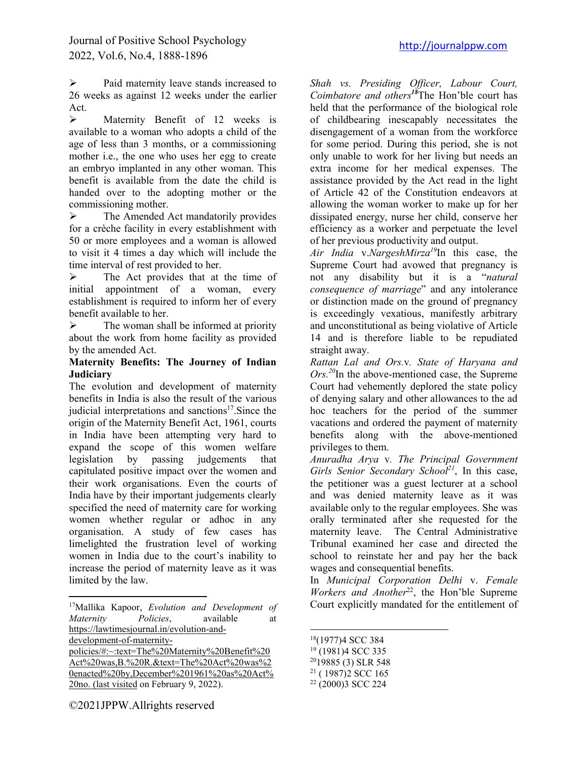- Paid maternity leave stands increased to 26 weeks as against 12 weeks under the earlier Act.
- Maternity Benefit of 12 weeks is available to a woman who adopts a child of the age of less than 3 months, or a commissioning mother i.e., the one who uses her egg to create an embryo implanted in any other woman. This benefit is available from the date the child is handed over to the adopting mother or the commissioning mother.
- The Amended Act mandatorily provides for a crèche facility in every establishment with 50 or more employees and a woman is allowed to visit it 4 times a day which will include the time interval of rest provided to her.
- The Act provides that at the time of initial appointment of a woman, every establishment is required to inform her of every benefit available to her.
- The woman shall be informed at priority about the work from home facility as provided by the amended Act.

**Maternity Benefits: The Journey of Indian Judiciary**

The evolution and development of maternity benefits in India is also the result of the various judicial interpretations and sanctions[17].Since the origin of the Maternity Benefit Act, 1961, courts in India have been attempting very hard to expand the scope of this women welfare legislation by passing judgements that capitulated positive impact over the women and their work organisations. Even the courts of India have by their important judgements clearly specified the need of maternity care for working women whether regular or adhoc in any organisation. A study of few cases has limelighted the frustration level of working women in India due to the court's inability to increase the period of maternity leave as it was limited by the law.

*Shah vs. Presiding Officer, Labour Court, Coimbatore and others*[18]The Hon'ble court has held that the performance of the biological role of childbearing inescapably necessitates the disengagement of a woman from the workforce for some period. During this period, she is not only unable to work for her living but needs an extra income for her medical expenses. The assistance provided by the Act read in the light of Article 42 of the Constitution endeavors at allowing the woman worker to make up for her dissipated energy, nurse her child, conserve her efficiency as a worker and perpetuate the level of her previous productivity and output.

*Air India* v.*NargeshMirza*[19]In this case, the Supreme Court had avowed that pregnancy is not any disability but it is a "*natural consequence of marriage*" and any intolerance or distinction made on the ground of pregnancy is exceedingly vexatious, manifestly arbitrary and unconstitutional as being violative of Article 14 and is therefore liable to be repudiated straight away.

*Rattan Lal and Ors.*v. *State of Haryana and Ors.*[20]In the above-mentioned case, the Supreme Court had vehemently deplored the state policy of denying salary and other allowances to the ad hoc teachers for the period of the summer vacations and ordered the payment of maternity benefits along with the above-mentioned privileges to them.

*Anuradha Arya* v. *The Principal Government Girls Senior Secondary School*[21], In this case, the petitioner was a guest lecturer at a school and was denied maternity leave as it was available only to the regular employees. She was orally terminated after she requested for the maternity leave. The Central Administrative Tribunal examined her case and directed the school to reinstate her and pay her the back wages and consequential benefits.

In *Municipal Corporation Delhi* v. *Female Workers and Another*[22], the Hon'ble Supreme Court explicitly mandated for the entitlement of

---

[17]Mallika Kapoor, *Evolution and Development of Maternity Policies*, available at https://lawtimesjournal.in/evolution-and-development-of-maternity-policies/#:~:text=The%20Maternity%20Benefit%20Act%20was,B.%20R.&text=The%20Act%20was%20enacted%20by,December%201961%20as%20Act%20no. (last visited on February 9, 2022).

[18](1977)4 SCC 384

[19] (1981)4 SCC 335

[20]19885 (3) SLR 548

[21] ( 1987)2 SCC 165

[22] (2000)3 SCC 224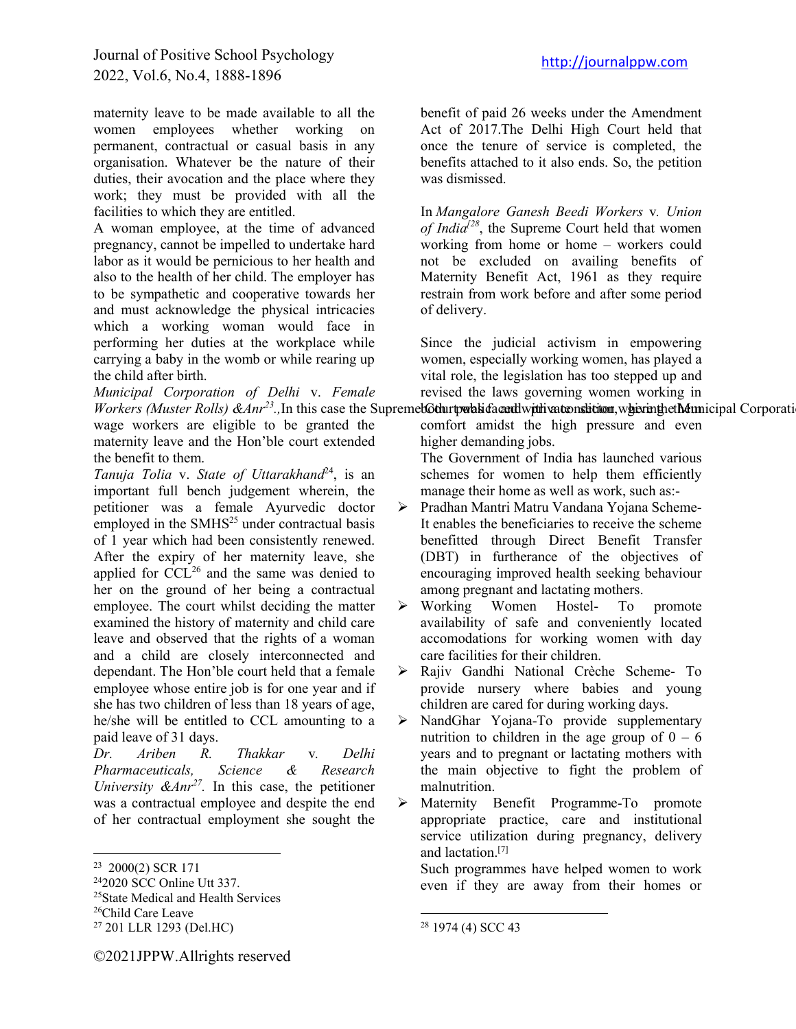maternity leave to be made available to all the women employees whether working on permanent, contractual or casual basis in any organisation. Whatever be the nature of their duties, their avocation and the place where they work; they must be provided with all the facilities to which they are entitled.

A woman employee, at the time of advanced pregnancy, cannot be impelled to undertake hard labor as it would be pernicious to her health and also to the health of her child. The employer has to be sympathetic and cooperative towards her and must acknowledge the physical intricacies which a working woman would face in performing her duties at the workplace while carrying a baby in the womb or while rearing up the child after birth.

*Municipal Corporation of Delhi* v. *Female Workers (Muster Rolls) &Anr*[23].,In this case the Supreme Court was faced with a situation, where the Municipal Corporati wage workers are eligible to be granted the maternity leave and the Hon'ble court extended the benefit to them.

*Tanuja Tolia* v. *State of Uttarakhand*[24], is an important full bench judgement wherein, the petitioner was a female Ayurvedic doctor employed in the SMHS[25] under contractual basis of 1 year which had been consistently renewed. After the expiry of her maternity leave, she applied for CCL[26] and the same was denied to her on the ground of her being a contractual employee. The court whilst deciding the matter examined the history of maternity and child care leave and observed that the rights of a woman and a child are closely interconnected and dependant. The Hon'ble court held that a female employee whose entire job is for one year and if she has two children of less than 18 years of age, he/she will be entitled to CCL amounting to a paid leave of 31 days.

*Dr. Ariben R. Thakkar* v. *Delhi Pharmaceuticals, Science & Research University &Anr*[27]. In this case, the petitioner was a contractual employee and despite the end of her contractual employment she sought the benefit of paid 26 weeks under the Amendment Act of 2017.The Delhi High Court held that once the tenure of service is completed, the benefits attached to it also ends. So, the petition was dismissed.

In *Mangalore Ganesh Beedi Workers* v. *Union of India*[28], the Supreme Court held that women working from home or home – workers could not be excluded on availing benefits of Maternity Benefit Act, 1961 as they require restrain from work before and after some period of delivery.

Since the judicial activism in empowering women, especially working women, has played a vital role, the legislation has too stepped up and revised the laws governing women working in public and private sector, giving them comfort amidst the high pressure and even higher demanding jobs.

The Government of India has launched various schemes for women to help them efficiently manage their home as well as work, such as:-

- Pradhan Mantri Matru Vandana Yojana Scheme- It enables the beneficiaries to receive the scheme benefitted through Direct Benefit Transfer (DBT) in furtherance of the objectives of encouraging improved health seeking behaviour among pregnant and lactating mothers.
- Working Women Hostel- To promote availability of safe and conveniently located accomodations for working women with day care facilities for their children.
- Rajiv Gandhi National Crèche Scheme- To provide nursery where babies and young children are cared for during working days.
- NandGhar Yojana-To provide supplementary nutrition to children in the age group of 0 – 6 years and to pregnant or lactating mothers with the main objective to fight the problem of malnutrition.
- Maternity Benefit Programme-To promote appropriate practice, care and institutional service utilization during pregnancy, delivery and lactation.[7]

Such programmes have helped women to work even if they are away from their homes or

---

[23] 2000(2) SCR 171

[24] 2020 SCC Online Utt 337.

[25] State Medical and Health Services

[26] Child Care Leave

[27] 201 LLR 1293 (Del.HC)

[28] 1974 (4) SCC 43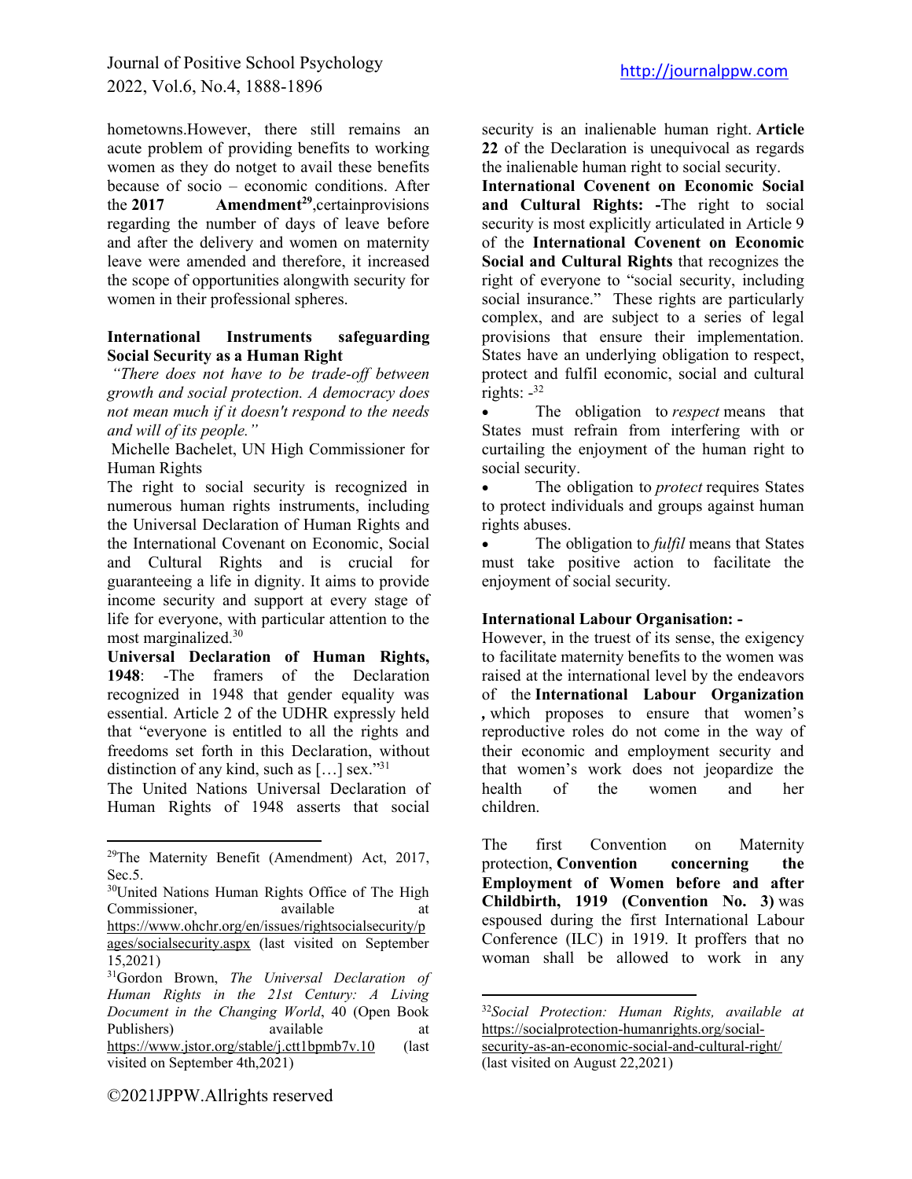hometowns.However, there still remains an acute problem of providing benefits to working women as they do notget to avail these benefits because of socio – economic conditions. After the **2017 Amendment**[29],certainprovisions regarding the number of days of leave before and after the delivery and women on maternity leave were amended and therefore, it increased the scope of opportunities alongwith security for women in their professional spheres.

**International Instruments safeguarding Social Security as a Human Right**

*"There does not have to be trade-off between growth and social protection. A democracy does not mean much if it doesn't respond to the needs and will of its people."*

Michelle Bachelet, UN High Commissioner for Human Rights

The right to social security is recognized in numerous human rights instruments, including the Universal Declaration of Human Rights and the International Covenant on Economic, Social and Cultural Rights and is crucial for guaranteeing a life in dignity. It aims to provide income security and support at every stage of life for everyone, with particular attention to the most marginalized.[30]

**Universal Declaration of Human Rights, 1948**: -The framers of the Declaration recognized in 1948 that gender equality was essential. Article 2 of the UDHR expressly held that "everyone is entitled to all the rights and freedoms set forth in this Declaration, without distinction of any kind, such as […] sex."[31]

The United Nations Universal Declaration of Human Rights of 1948 asserts that social security is an inalienable human right. **Article 22** of the Declaration is unequivocal as regards the inalienable human right to social security.

**International Covenent on Economic Social and Cultural Rights: -**The right to social security is most explicitly articulated in Article 9 of the **International Covenent on Economic Social and Cultural Rights** that recognizes the right of everyone to "social security, including social insurance." These rights are particularly complex, and are subject to a series of legal provisions that ensure their implementation. States have an underlying obligation to respect, protect and fulfil economic, social and cultural rights: -[32]

- The obligation to *respect* means that States must refrain from interfering with or curtailing the enjoyment of the human right to social security.
- The obligation to *protect* requires States to protect individuals and groups against human rights abuses.
- The obligation to *fulfil* means that States must take positive action to facilitate the enjoyment of social security.

**International Labour Organisation: -**

However, in the truest of its sense, the exigency to facilitate maternity benefits to the women was raised at the international level by the endeavors of the **International Labour Organization ,** which proposes to ensure that women's reproductive roles do not come in the way of their economic and employment security and that women's work does not jeopardize the health of the women and her children.

The first Convention on Maternity protection, **Convention concerning the Employment of Women before and after Childbirth, 1919 (Convention No. 3)** was espoused during the first International Labour Conference (ILC) in 1919. It proffers that no woman shall be allowed to work in any

---

[29]The Maternity Benefit (Amendment) Act, 2017, Sec.5.

[30]United Nations Human Rights Office of The High Commissioner, available at https://www.ohchr.org/en/issues/rightsocialsecurity/pages/socialsecurity.aspx (last visited on September 15,2021)

[31]Gordon Brown, *The Universal Declaration of Human Rights in the 21st Century: A Living Document in the Changing World*, 40 (Open Book Publishers) available at https://www.jstor.org/stable/j.ctt1bpmb7v.10 (last visited on September 4th,2021)

[32]*Social Protection: Human Rights, available at* https://socialprotection-humanrights.org/social-security-as-an-economic-social-and-cultural-right/ (last visited on August 22,2021)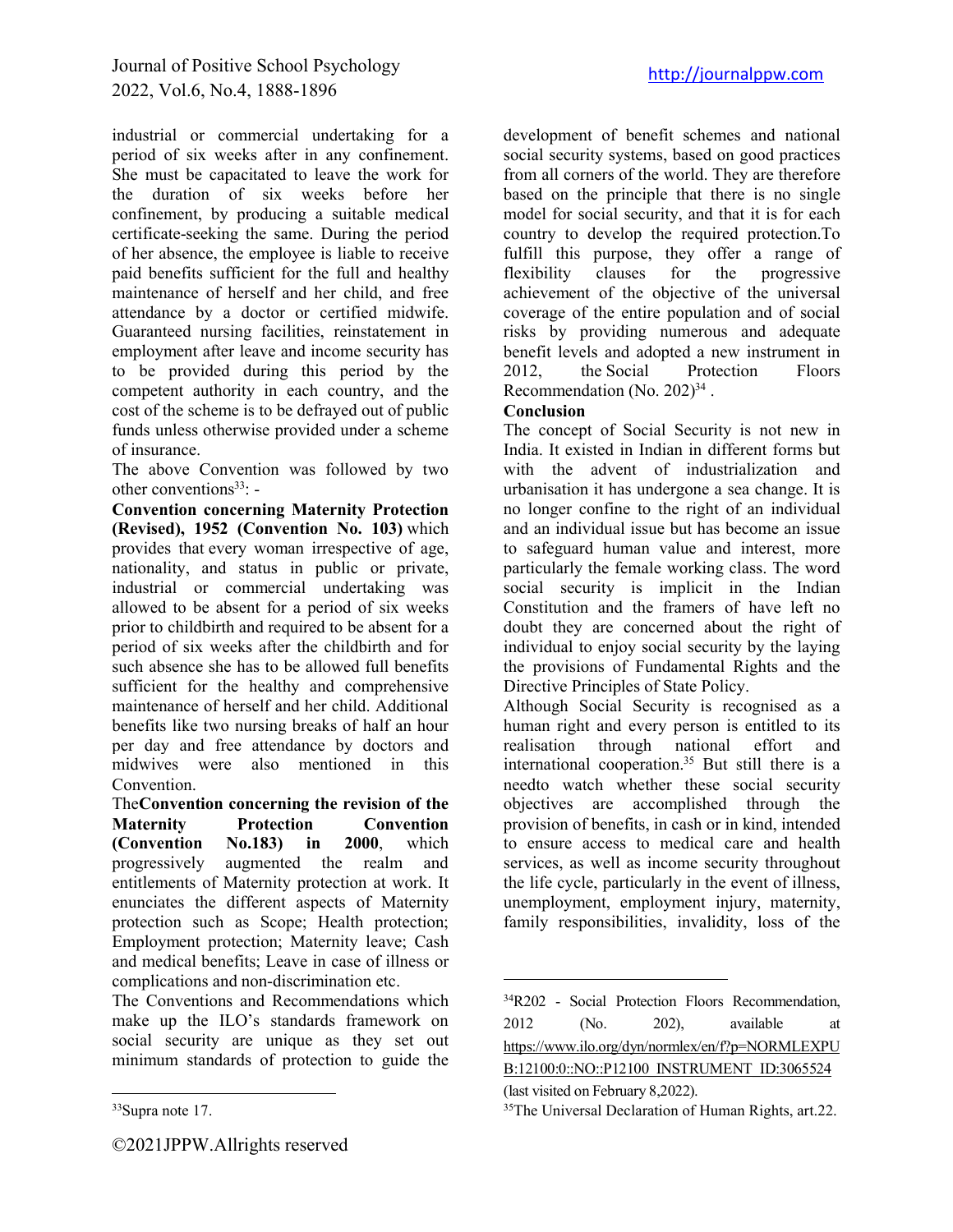industrial or commercial undertaking for a period of six weeks after in any confinement. She must be capacitated to leave the work for the duration of six weeks before her confinement, by producing a suitable medical certificate-seeking the same. During the period of her absence, the employee is liable to receive paid benefits sufficient for the full and healthy maintenance of herself and her child, and free attendance by a doctor or certified midwife. Guaranteed nursing facilities, reinstatement in employment after leave and income security has to be provided during this period by the competent authority in each country, and the cost of the scheme is to be defrayed out of public funds unless otherwise provided under a scheme of insurance.

The above Convention was followed by two other conventions[33]: -

**Convention concerning Maternity Protection (Revised), 1952 (Convention No. 103)** which provides that every woman irrespective of age, nationality, and status in public or private, industrial or commercial undertaking was allowed to be absent for a period of six weeks prior to childbirth and required to be absent for a period of six weeks after the childbirth and for such absence she has to be allowed full benefits sufficient for the healthy and comprehensive maintenance of herself and her child. Additional benefits like two nursing breaks of half an hour per day and free attendance by doctors and midwives were also mentioned in this Convention.

The**Convention concerning the revision of the Maternity Protection Convention (Convention No.183) in 2000**, which progressively augmented the realm and entitlements of Maternity protection at work. It enunciates the different aspects of Maternity protection such as Scope; Health protection; Employment protection; Maternity leave; Cash and medical benefits; Leave in case of illness or complications and non-discrimination etc.

The Conventions and Recommendations which make up the ILO's standards framework on social security are unique as they set out minimum standards of protection to guide the development of benefit schemes and national social security systems, based on good practices from all corners of the world. They are therefore based on the principle that there is no single model for social security, and that it is for each country to develop the required protection.To fulfill this purpose, they offer a range of flexibility clauses for the progressive achievement of the objective of the universal coverage of the entire population and of social risks by providing numerous and adequate benefit levels and adopted a new instrument in 2012, the Social Protection Floors Recommendation (No. 202)[34] .

**Conclusion**

The concept of Social Security is not new in India. It existed in Indian in different forms but with the advent of industrialization and urbanisation it has undergone a sea change. It is no longer confine to the right of an individual and an individual issue but has become an issue to safeguard human value and interest, more particularly the female working class. The word social security is implicit in the Indian Constitution and the framers of have left no doubt they are concerned about the right of individual to enjoy social security by the laying the provisions of Fundamental Rights and the Directive Principles of State Policy.

Although Social Security is recognised as a human right and every person is entitled to its realisation through national effort and international cooperation.[35] But still there is a needto watch whether these social security objectives are accomplished through the provision of benefits, in cash or in kind, intended to ensure access to medical care and health services, as well as income security throughout the life cycle, particularly in the event of illness, unemployment, employment injury, maternity, family responsibilities, invalidity, loss of the

---

[33]Supra note 17.

[34]R202 - Social Protection Floors Recommendation, 2012 (No. 202), available at https://www.ilo.org/dyn/normlex/en/f?p=NORMLEXPUB:12100:0::NO::P12100_INSTRUMENT_ID:3065524 (last visited on February 8,2022).

[35]The Universal Declaration of Human Rights, art.22.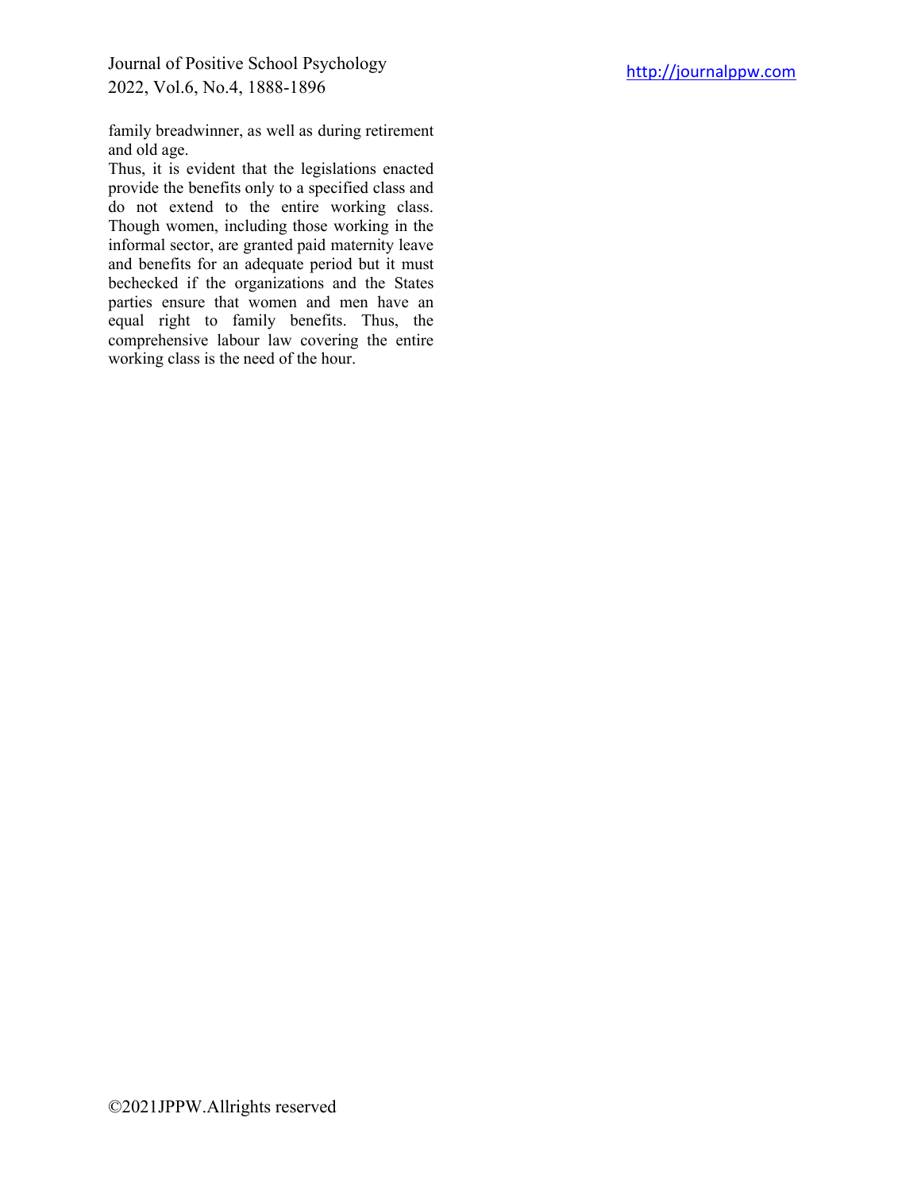family breadwinner, as well as during retirement and old age.

Thus, it is evident that the legislations enacted provide the benefits only to a specified class and do not extend to the entire working class. Though women, including those working in the informal sector, are granted paid maternity leave and benefits for an adequate period but it must bechecked if the organizations and the States parties ensure that women and men have an equal right to family benefits. Thus, the comprehensive labour law covering the entire working class is the need of the hour.